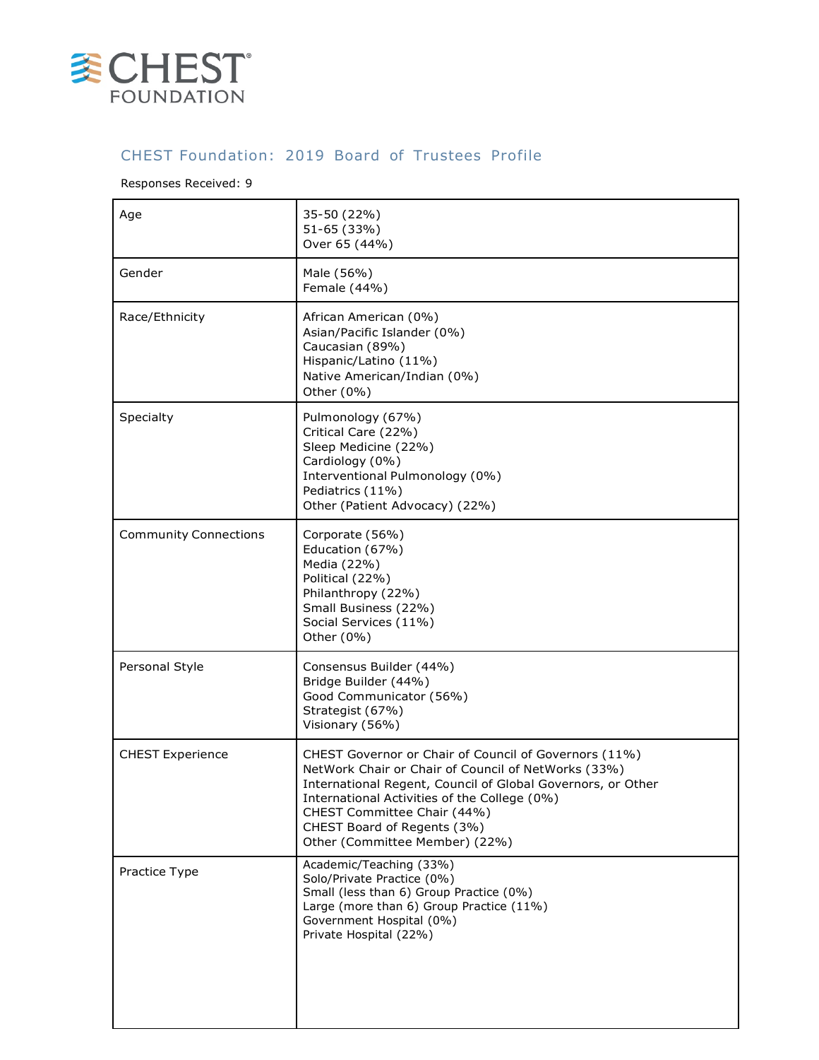CHEST FOUNDATION

## CHEST Foundation: 2019 Board of Trustees Profile

Responses Received: 9

| | |
|---|---|
| Age | 35-50 (22%)<br>51-65 (33%)<br>Over 65 (44%) |
| Gender | Male (56%)<br>Female (44%) |
| Race/Ethnicity | African American (0%)<br>Asian/Pacific Islander (0%)<br>Caucasian (89%)<br>Hispanic/Latino (11%)<br>Native American/Indian (0%)<br>Other (0%) |
| Specialty | Pulmonology (67%)<br>Critical Care (22%)<br>Sleep Medicine (22%)<br>Cardiology (0%)<br>Interventional Pulmonology (0%)<br>Pediatrics (11%)<br>Other (Patient Advocacy) (22%) |
| Community Connections | Corporate (56%)<br>Education (67%)<br>Media (22%)<br>Political (22%)<br>Philanthropy (22%)<br>Small Business (22%)<br>Social Services (11%)<br>Other (0%) |
| Personal Style | Consensus Builder (44%)<br>Bridge Builder (44%)<br>Good Communicator (56%)<br>Strategist (67%)<br>Visionary (56%) |
| CHEST Experience | CHEST Governor or Chair of Council of Governors (11%)<br>NetWork Chair or Chair of Council of NetWorks (33%)<br>International Regent, Council of Global Governors, or Other International Activities of the College (0%)<br>CHEST Committee Chair (44%)<br>CHEST Board of Regents (3%)<br>Other (Committee Member) (22%) |
| Practice Type | Academic/Teaching (33%)<br>Solo/Private Practice (0%)<br>Small (less than 6) Group Practice (0%)<br>Large (more than 6) Group Practice (11%)<br>Government Hospital (0%)<br>Private Hospital (22%) |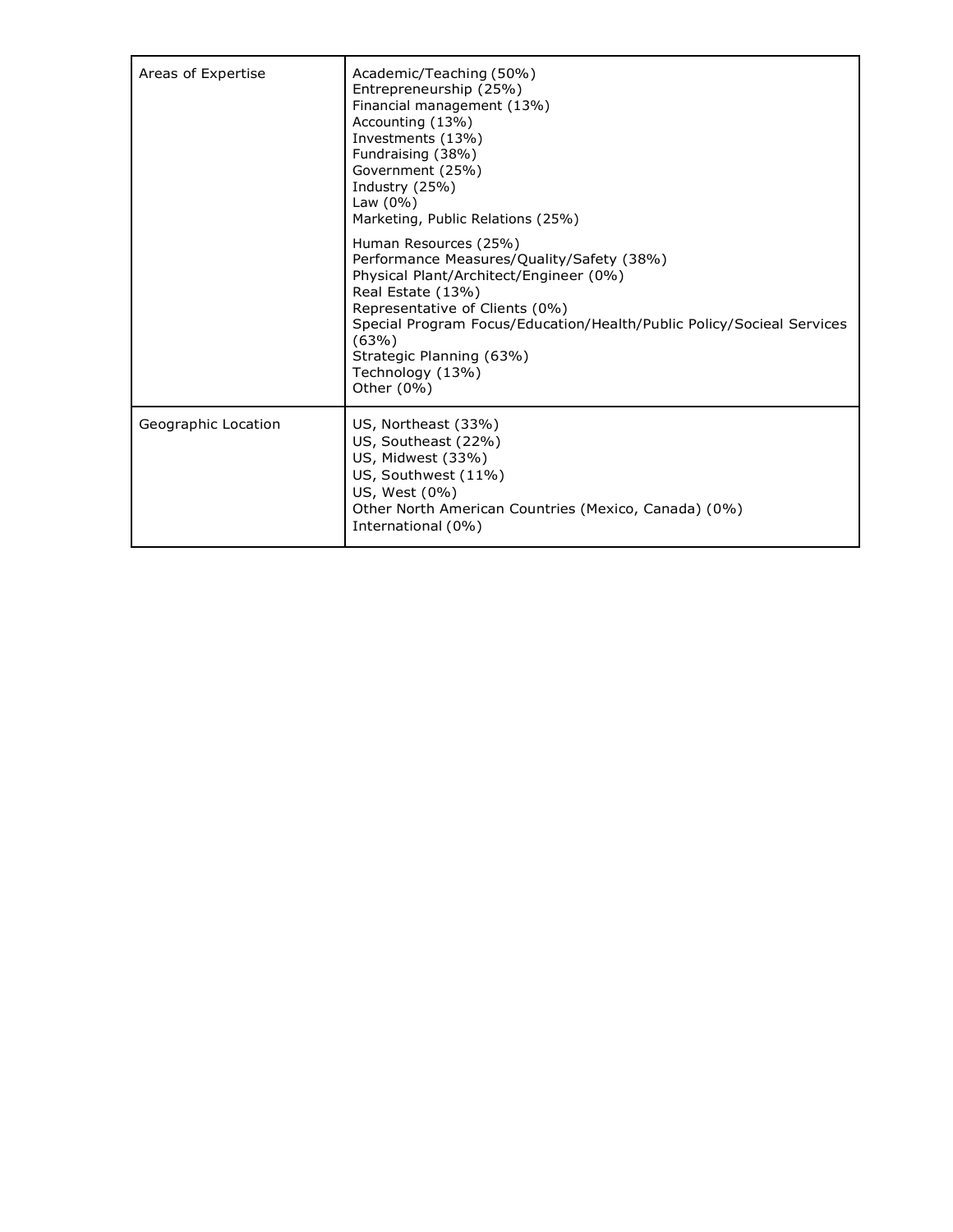| | |
|---|---|
| Areas of Expertise | Academic/Teaching (50%)<br>Entrepreneurship (25%)<br>Financial management (13%)<br>Accounting (13%)<br>Investments (13%)<br>Fundraising (38%)<br>Government (25%)<br>Industry (25%)<br>Law (0%)<br>Marketing, Public Relations (25%)<br>Human Resources (25%)<br>Performance Measures/Quality/Safety (38%)<br>Physical Plant/Architect/Engineer (0%)<br>Real Estate (13%)<br>Representative of Clients (0%)<br>Special Program Focus/Education/Health/Public Policy/Socieal Services (63%)<br>Strategic Planning (63%)<br>Technology (13%)<br>Other (0%) |
| Geographic Location | US, Northeast (33%)<br>US, Southeast (22%)<br>US, Midwest (33%)<br>US, Southwest (11%)<br>US, West (0%)<br>Other North American Countries (Mexico, Canada) (0%)<br>International (0%) |